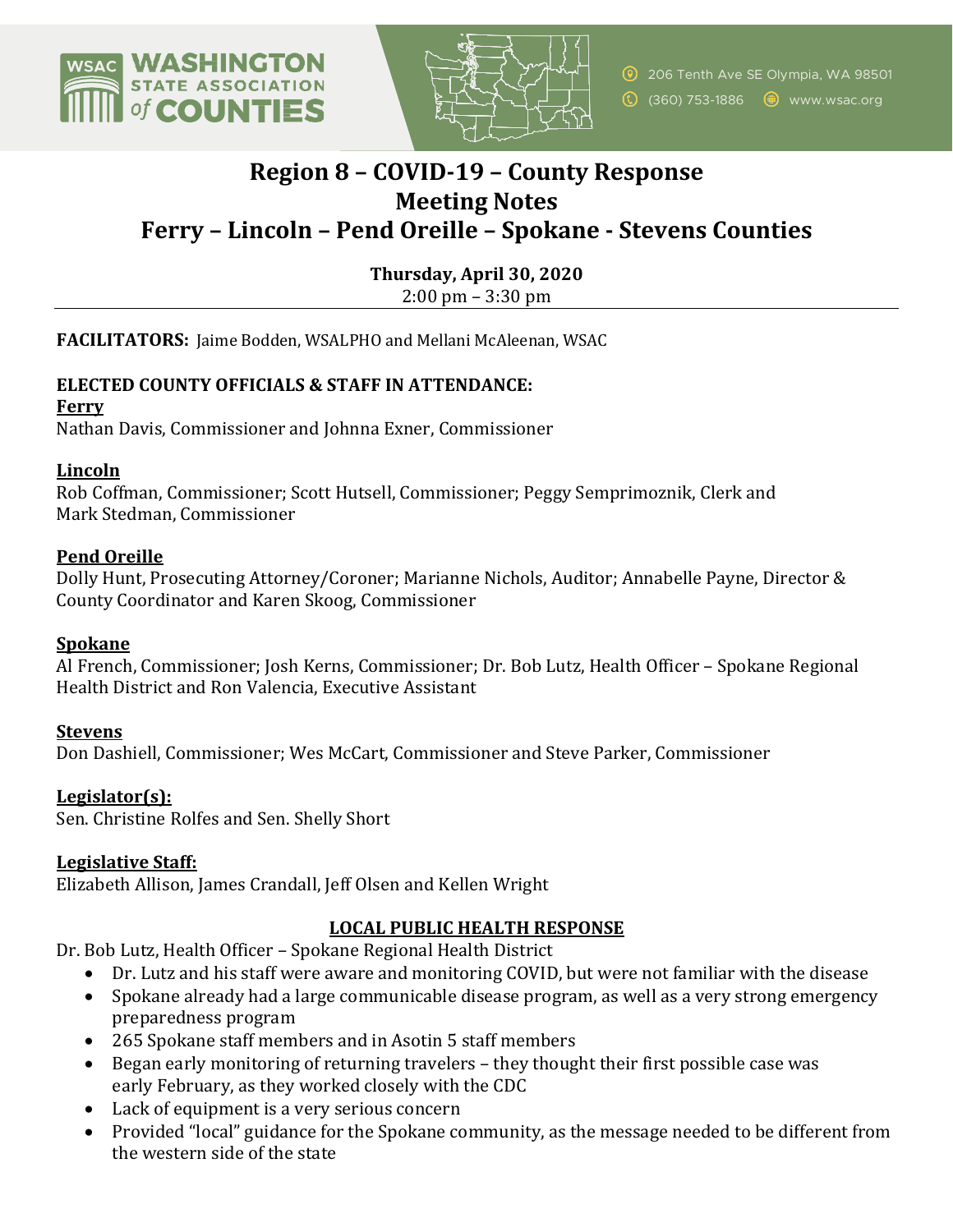# Region 8 – COVID-19 – County Response
# Meeting Notes
# Ferry – Lincoln – Pend Oreille – Spokane - Stevens Counties

**Thursday, April 30, 2020**
2:00 pm – 3:30 pm

---

**FACILITATORS:** Jaime Bodden, WSALPHO and Mellani McAleenan, WSAC

**ELECTED COUNTY OFFICIALS & STAFF IN ATTENDANCE:**

**Ferry**
Nathan Davis, Commissioner and Johnna Exner, Commissioner

**Lincoln**
Rob Coffman, Commissioner; Scott Hutsell, Commissioner; Peggy Semprimoznik, Clerk and Mark Stedman, Commissioner

**Pend Oreille**
Dolly Hunt, Prosecuting Attorney/Coroner; Marianne Nichols, Auditor; Annabelle Payne, Director & County Coordinator and Karen Skoog, Commissioner

**Spokane**
Al French, Commissioner; Josh Kerns, Commissioner; Dr. Bob Lutz, Health Officer – Spokane Regional Health District and Ron Valencia, Executive Assistant

**Stevens**
Don Dashiell, Commissioner; Wes McCart, Commissioner and Steve Parker, Commissioner

**Legislator(s):**
Sen. Christine Rolfes and Sen. Shelly Short

**Legislative Staff:**
Elizabeth Allison, James Crandall, Jeff Olsen and Kellen Wright

## LOCAL PUBLIC HEALTH RESPONSE

Dr. Bob Lutz, Health Officer – Spokane Regional Health District

- Dr. Lutz and his staff were aware and monitoring COVID, but were not familiar with the disease
- Spokane already had a large communicable disease program, as well as a very strong emergency preparedness program
- 265 Spokane staff members and in Asotin 5 staff members
- Began early monitoring of returning travelers – they thought their first possible case was early February, as they worked closely with the CDC
- Lack of equipment is a very serious concern
- Provided "local" guidance for the Spokane community, as the message needed to be different from the western side of the state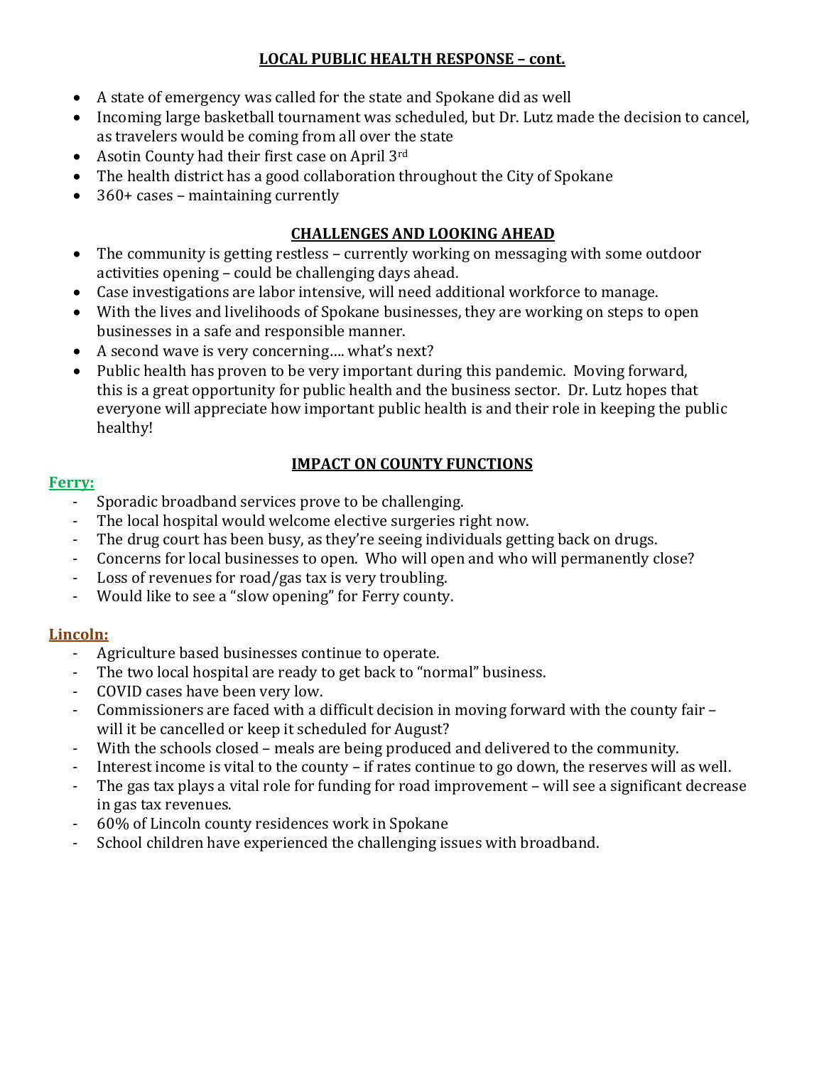## LOCAL PUBLIC HEALTH RESPONSE – cont.

- A state of emergency was called for the state and Spokane did as well
- Incoming large basketball tournament was scheduled, but Dr. Lutz made the decision to cancel, as travelers would be coming from all over the state
- Asotin County had their first case on April 3rd
- The health district has a good collaboration throughout the City of Spokane
- 360+ cases – maintaining currently

## CHALLENGES AND LOOKING AHEAD

- The community is getting restless – currently working on messaging with some outdoor activities opening – could be challenging days ahead.
- Case investigations are labor intensive, will need additional workforce to manage.
- With the lives and livelihoods of Spokane businesses, they are working on steps to open businesses in a safe and responsible manner.
- A second wave is very concerning…. what's next?
- Public health has proven to be very important during this pandemic. Moving forward, this is a great opportunity for public health and the business sector. Dr. Lutz hopes that everyone will appreciate how important public health is and their role in keeping the public healthy!

## IMPACT ON COUNTY FUNCTIONS

**Ferry:**

- Sporadic broadband services prove to be challenging.
- The local hospital would welcome elective surgeries right now.
- The drug court has been busy, as they're seeing individuals getting back on drugs.
- Concerns for local businesses to open. Who will open and who will permanently close?
- Loss of revenues for road/gas tax is very troubling.
- Would like to see a "slow opening" for Ferry county.

**Lincoln:**

- Agriculture based businesses continue to operate.
- The two local hospital are ready to get back to "normal" business.
- COVID cases have been very low.
- Commissioners are faced with a difficult decision in moving forward with the county fair – will it be cancelled or keep it scheduled for August?
- With the schools closed – meals are being produced and delivered to the community.
- Interest income is vital to the county – if rates continue to go down, the reserves will as well.
- The gas tax plays a vital role for funding for road improvement – will see a significant decrease in gas tax revenues.
- 60% of Lincoln county residences work in Spokane
- School children have experienced the challenging issues with broadband.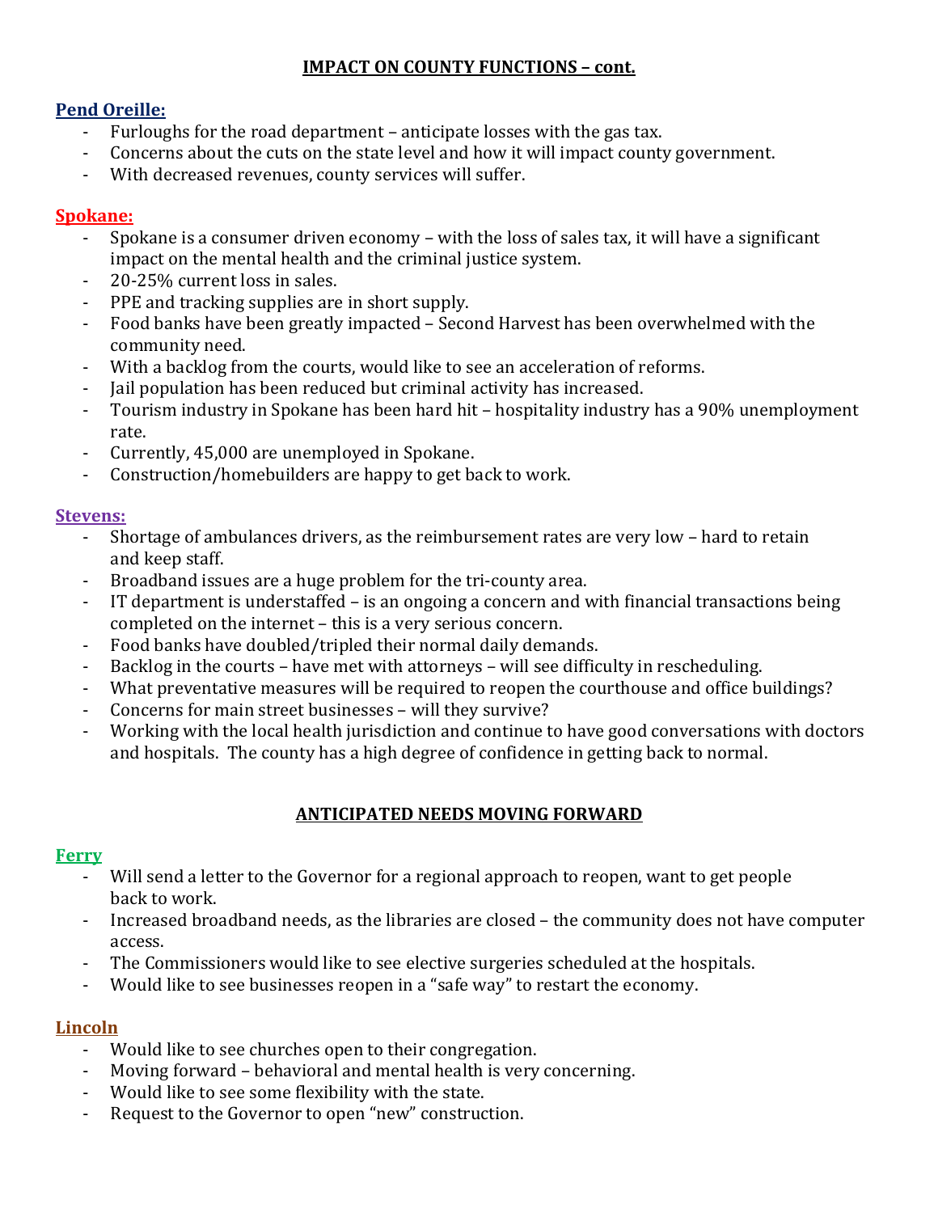## IMPACT ON COUNTY FUNCTIONS – cont.

### Pend Oreille:

- Furloughs for the road department – anticipate losses with the gas tax.
- Concerns about the cuts on the state level and how it will impact county government.
- With decreased revenues, county services will suffer.

### Spokane:

- Spokane is a consumer driven economy – with the loss of sales tax, it will have a significant impact on the mental health and the criminal justice system.
- 20-25% current loss in sales.
- PPE and tracking supplies are in short supply.
- Food banks have been greatly impacted – Second Harvest has been overwhelmed with the community need.
- With a backlog from the courts, would like to see an acceleration of reforms.
- Jail population has been reduced but criminal activity has increased.
- Tourism industry in Spokane has been hard hit – hospitality industry has a 90% unemployment rate.
- Currently, 45,000 are unemployed in Spokane.
- Construction/homebuilders are happy to get back to work.

### Stevens:

- Shortage of ambulances drivers, as the reimbursement rates are very low – hard to retain and keep staff.
- Broadband issues are a huge problem for the tri-county area.
- IT department is understaffed – is an ongoing a concern and with financial transactions being completed on the internet – this is a very serious concern.
- Food banks have doubled/tripled their normal daily demands.
- Backlog in the courts – have met with attorneys – will see difficulty in rescheduling.
- What preventative measures will be required to reopen the courthouse and office buildings?
- Concerns for main street businesses – will they survive?
- Working with the local health jurisdiction and continue to have good conversations with doctors and hospitals. The county has a high degree of confidence in getting back to normal.

## ANTICIPATED NEEDS MOVING FORWARD

### Ferry

- Will send a letter to the Governor for a regional approach to reopen, want to get people back to work.
- Increased broadband needs, as the libraries are closed – the community does not have computer access.
- The Commissioners would like to see elective surgeries scheduled at the hospitals.
- Would like to see businesses reopen in a "safe way" to restart the economy.

### Lincoln

- Would like to see churches open to their congregation.
- Moving forward – behavioral and mental health is very concerning.
- Would like to see some flexibility with the state.
- Request to the Governor to open "new" construction.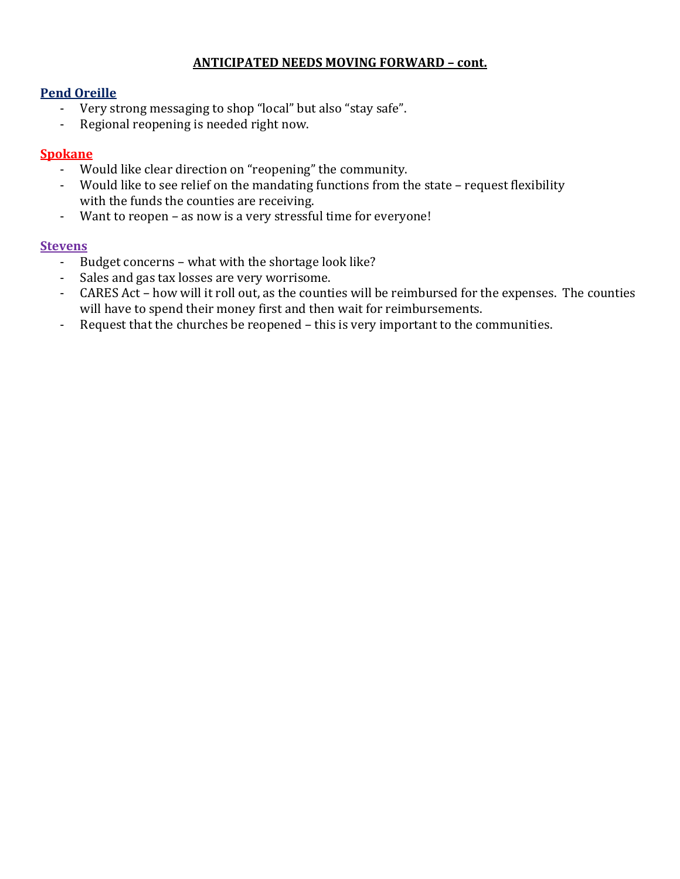## ANTICIPATED NEEDS MOVING FORWARD – cont.

### Pend Oreille

- Very strong messaging to shop "local" but also "stay safe".
- Regional reopening is needed right now.

### Spokane

- Would like clear direction on "reopening" the community.
- Would like to see relief on the mandating functions from the state – request flexibility with the funds the counties are receiving.
- Want to reopen – as now is a very stressful time for everyone!

### Stevens

- Budget concerns – what with the shortage look like?
- Sales and gas tax losses are very worrisome.
- CARES Act – how will it roll out, as the counties will be reimbursed for the expenses. The counties will have to spend their money first and then wait for reimbursements.
- Request that the churches be reopened – this is very important to the communities.